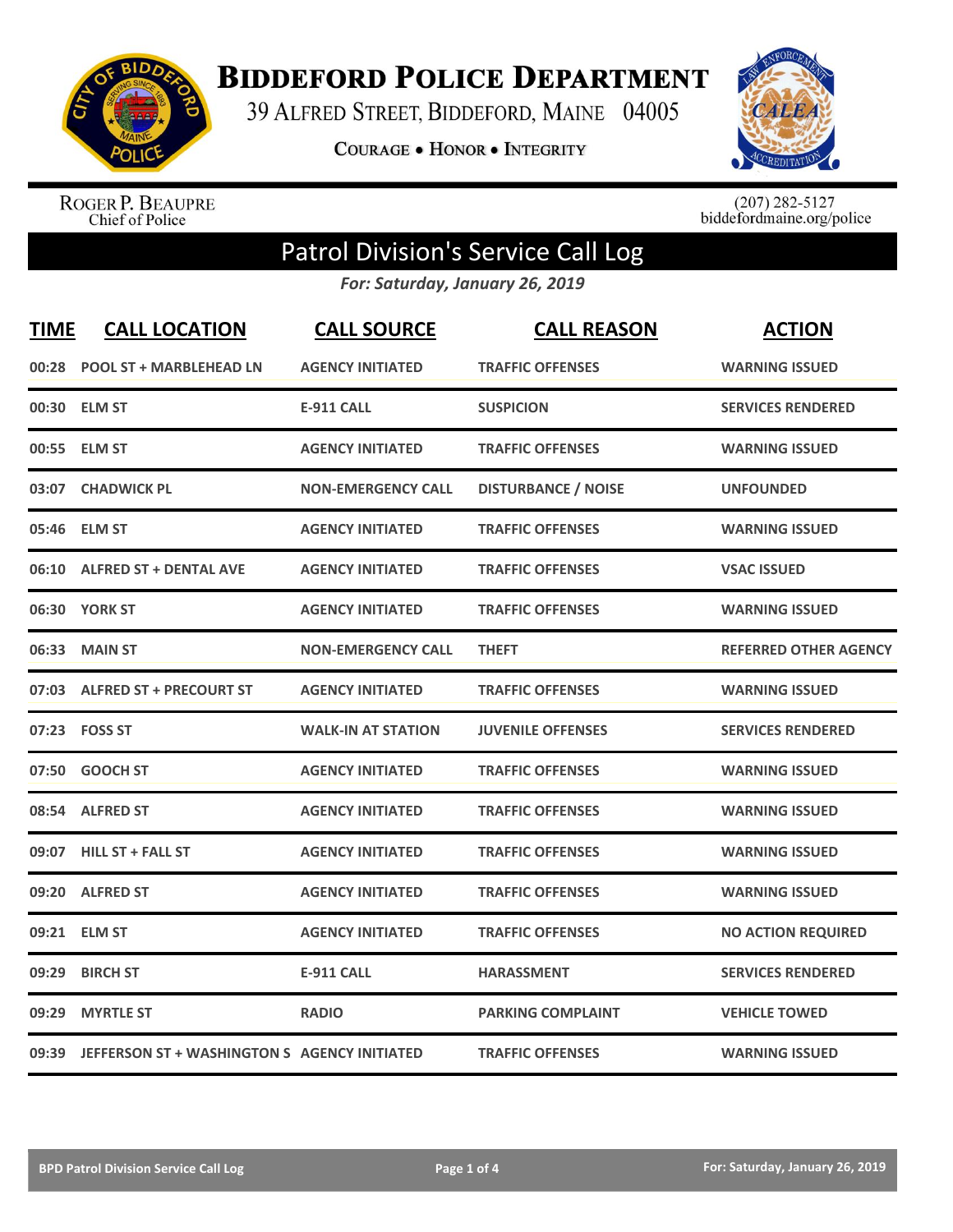# Biddeford Police Department

39 Alfred Street, Biddeford, Maine 04005

Courage • Honor • Integrity

Roger P. Beaupre
Chief of Police

(207) 282-5127
biddefordmaine.org/police

## Patrol Division's Service Call Log

*For: Saturday, January 26, 2019*

| TIME | CALL LOCATION | CALL SOURCE | CALL REASON | ACTION |
|---|---|---|---|---|
| 00:28 | POOL ST + MARBLEHEAD LN | AGENCY INITIATED | TRAFFIC OFFENSES | WARNING ISSUED |
| 00:30 | ELM ST | E-911 CALL | SUSPICION | SERVICES RENDERED |
| 00:55 | ELM ST | AGENCY INITIATED | TRAFFIC OFFENSES | WARNING ISSUED |
| 03:07 | CHADWICK PL | NON-EMERGENCY CALL | DISTURBANCE / NOISE | UNFOUNDED |
| 05:46 | ELM ST | AGENCY INITIATED | TRAFFIC OFFENSES | WARNING ISSUED |
| 06:10 | ALFRED ST + DENTAL AVE | AGENCY INITIATED | TRAFFIC OFFENSES | VSAC ISSUED |
| 06:30 | YORK ST | AGENCY INITIATED | TRAFFIC OFFENSES | WARNING ISSUED |
| 06:33 | MAIN ST | NON-EMERGENCY CALL | THEFT | REFERRED OTHER AGENCY |
| 07:03 | ALFRED ST + PRECOURT ST | AGENCY INITIATED | TRAFFIC OFFENSES | WARNING ISSUED |
| 07:23 | FOSS ST | WALK-IN AT STATION | JUVENILE OFFENSES | SERVICES RENDERED |
| 07:50 | GOOCH ST | AGENCY INITIATED | TRAFFIC OFFENSES | WARNING ISSUED |
| 08:54 | ALFRED ST | AGENCY INITIATED | TRAFFIC OFFENSES | WARNING ISSUED |
| 09:07 | HILL ST + FALL ST | AGENCY INITIATED | TRAFFIC OFFENSES | WARNING ISSUED |
| 09:20 | ALFRED ST | AGENCY INITIATED | TRAFFIC OFFENSES | WARNING ISSUED |
| 09:21 | ELM ST | AGENCY INITIATED | TRAFFIC OFFENSES | NO ACTION REQUIRED |
| 09:29 | BIRCH ST | E-911 CALL | HARASSMENT | SERVICES RENDERED |
| 09:29 | MYRTLE ST | RADIO | PARKING COMPLAINT | VEHICLE TOWED |
| 09:39 | JEFFERSON ST + WASHINGTON S | AGENCY INITIATED | TRAFFIC OFFENSES | WARNING ISSUED |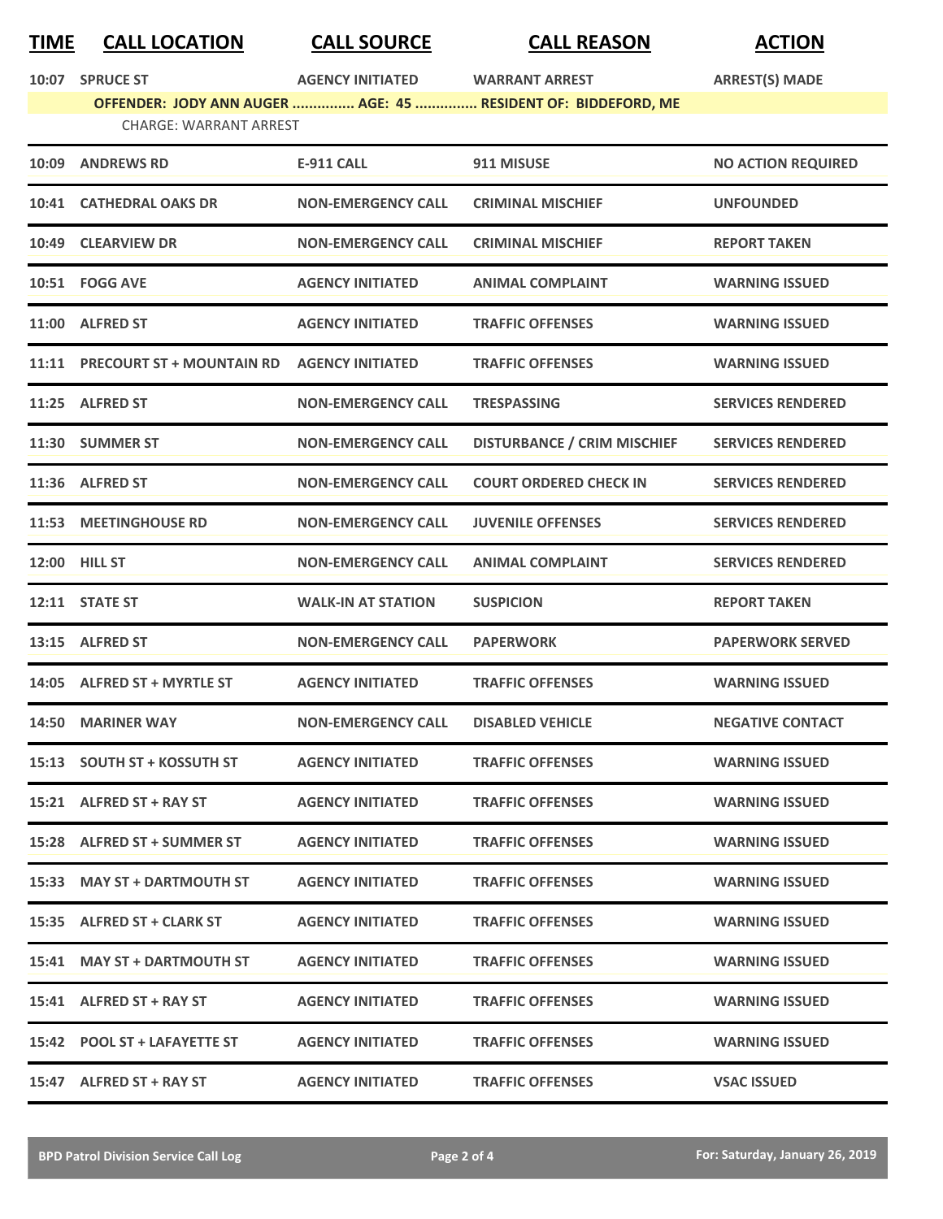| TIME | CALL LOCATION | CALL SOURCE | CALL REASON | ACTION |
|---|---|---|---|---|
| 10:07 | SPRUCE ST | AGENCY INITIATED | WARRANT ARREST | ARREST(S) MADE |
| | OFFENDER: JODY ANN AUGER ............... AGE: 45 ............... RESIDENT OF: BIDDEFORD, ME | | | |
| | CHARGE: WARRANT ARREST | | | |
| 10:09 | ANDREWS RD | E-911 CALL | 911 MISUSE | NO ACTION REQUIRED |
| 10:41 | CATHEDRAL OAKS DR | NON-EMERGENCY CALL | CRIMINAL MISCHIEF | UNFOUNDED |
| 10:49 | CLEARVIEW DR | NON-EMERGENCY CALL | CRIMINAL MISCHIEF | REPORT TAKEN |
| 10:51 | FOGG AVE | AGENCY INITIATED | ANIMAL COMPLAINT | WARNING ISSUED |
| 11:00 | ALFRED ST | AGENCY INITIATED | TRAFFIC OFFENSES | WARNING ISSUED |
| 11:11 | PRECOURT ST + MOUNTAIN RD | AGENCY INITIATED | TRAFFIC OFFENSES | WARNING ISSUED |
| 11:25 | ALFRED ST | NON-EMERGENCY CALL | TRESPASSING | SERVICES RENDERED |
| 11:30 | SUMMER ST | NON-EMERGENCY CALL | DISTURBANCE / CRIM MISCHIEF | SERVICES RENDERED |
| 11:36 | ALFRED ST | NON-EMERGENCY CALL | COURT ORDERED CHECK IN | SERVICES RENDERED |
| 11:53 | MEETINGHOUSE RD | NON-EMERGENCY CALL | JUVENILE OFFENSES | SERVICES RENDERED |
| 12:00 | HILL ST | NON-EMERGENCY CALL | ANIMAL COMPLAINT | SERVICES RENDERED |
| 12:11 | STATE ST | WALK-IN AT STATION | SUSPICION | REPORT TAKEN |
| 13:15 | ALFRED ST | NON-EMERGENCY CALL | PAPERWORK | PAPERWORK SERVED |
| 14:05 | ALFRED ST + MYRTLE ST | AGENCY INITIATED | TRAFFIC OFFENSES | WARNING ISSUED |
| 14:50 | MARINER WAY | NON-EMERGENCY CALL | DISABLED VEHICLE | NEGATIVE CONTACT |
| 15:13 | SOUTH ST + KOSSUTH ST | AGENCY INITIATED | TRAFFIC OFFENSES | WARNING ISSUED |
| 15:21 | ALFRED ST + RAY ST | AGENCY INITIATED | TRAFFIC OFFENSES | WARNING ISSUED |
| 15:28 | ALFRED ST + SUMMER ST | AGENCY INITIATED | TRAFFIC OFFENSES | WARNING ISSUED |
| 15:33 | MAY ST + DARTMOUTH ST | AGENCY INITIATED | TRAFFIC OFFENSES | WARNING ISSUED |
| 15:35 | ALFRED ST + CLARK ST | AGENCY INITIATED | TRAFFIC OFFENSES | WARNING ISSUED |
| 15:41 | MAY ST + DARTMOUTH ST | AGENCY INITIATED | TRAFFIC OFFENSES | WARNING ISSUED |
| 15:41 | ALFRED ST + RAY ST | AGENCY INITIATED | TRAFFIC OFFENSES | WARNING ISSUED |
| 15:42 | POOL ST + LAFAYETTE ST | AGENCY INITIATED | TRAFFIC OFFENSES | WARNING ISSUED |
| 15:47 | ALFRED ST + RAY ST | AGENCY INITIATED | TRAFFIC OFFENSES | VSAC ISSUED |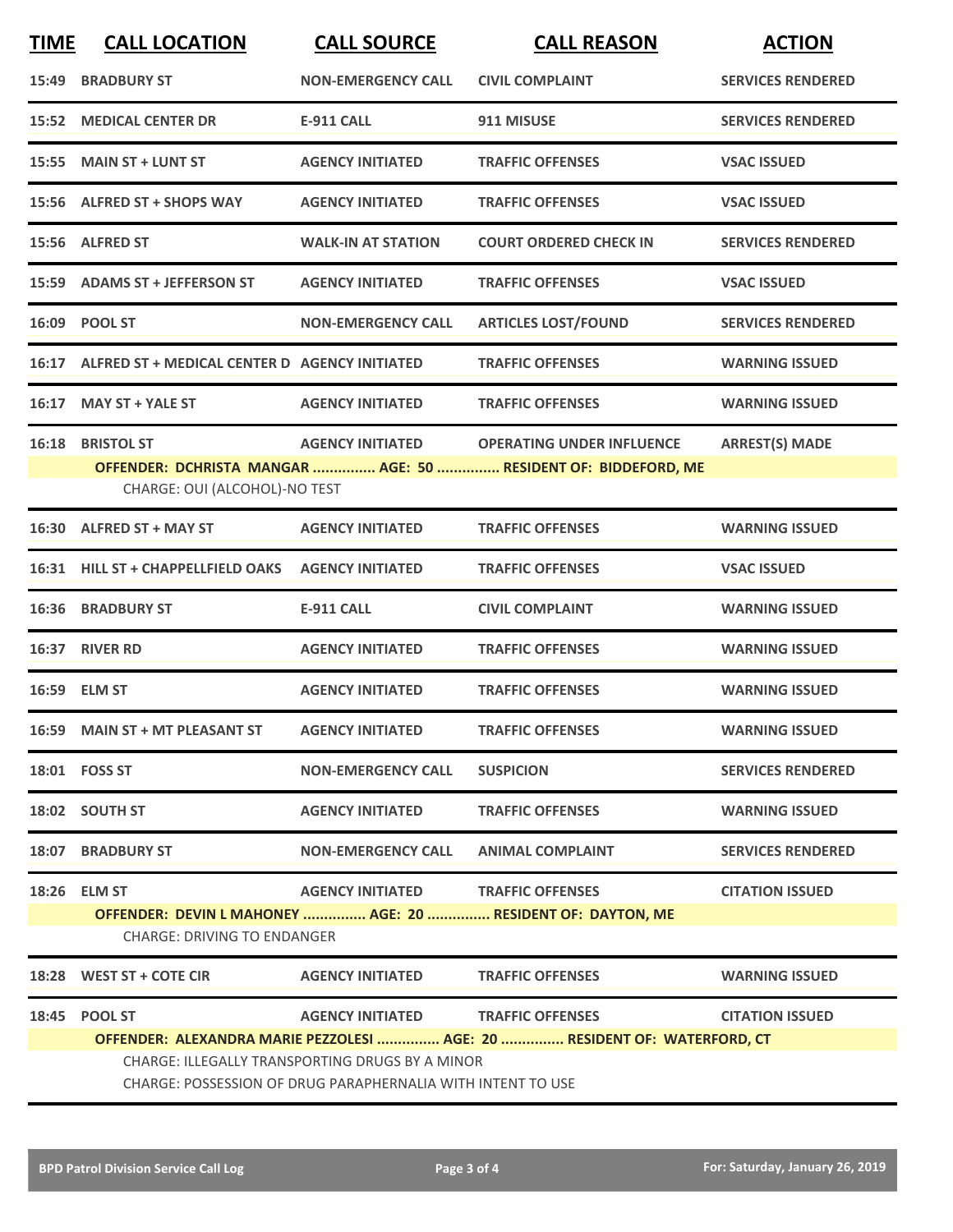| TIME | CALL LOCATION | CALL SOURCE | CALL REASON | ACTION |
|---|---|---|---|---|
| 15:49 | BRADBURY ST | NON-EMERGENCY CALL | CIVIL COMPLAINT | SERVICES RENDERED |
| 15:52 | MEDICAL CENTER DR | E-911 CALL | 911 MISUSE | SERVICES RENDERED |
| 15:55 | MAIN ST + LUNT ST | AGENCY INITIATED | TRAFFIC OFFENSES | VSAC ISSUED |
| 15:56 | ALFRED ST + SHOPS WAY | AGENCY INITIATED | TRAFFIC OFFENSES | VSAC ISSUED |
| 15:56 | ALFRED ST | WALK-IN AT STATION | COURT ORDERED CHECK IN | SERVICES RENDERED |
| 15:59 | ADAMS ST + JEFFERSON ST | AGENCY INITIATED | TRAFFIC OFFENSES | VSAC ISSUED |
| 16:09 | POOL ST | NON-EMERGENCY CALL | ARTICLES LOST/FOUND | SERVICES RENDERED |
| 16:17 | ALFRED ST + MEDICAL CENTER D | AGENCY INITIATED | TRAFFIC OFFENSES | WARNING ISSUED |
| 16:17 | MAY ST + YALE ST | AGENCY INITIATED | TRAFFIC OFFENSES | WARNING ISSUED |
| 16:18 | BRISTOL ST | AGENCY INITIATED | OPERATING UNDER INFLUENCE | ARREST(S) MADE |
| | OFFENDER: DCHRISTA MANGAR ............... AGE: 50 ............... RESIDENT OF: BIDDEFORD, ME | | | |
| | CHARGE: OUI (ALCOHOL)-NO TEST | | | |
| 16:30 | ALFRED ST + MAY ST | AGENCY INITIATED | TRAFFIC OFFENSES | WARNING ISSUED |
| 16:31 | HILL ST + CHAPPELLFIELD OAKS | AGENCY INITIATED | TRAFFIC OFFENSES | VSAC ISSUED |
| 16:36 | BRADBURY ST | E-911 CALL | CIVIL COMPLAINT | WARNING ISSUED |
| 16:37 | RIVER RD | AGENCY INITIATED | TRAFFIC OFFENSES | WARNING ISSUED |
| 16:59 | ELM ST | AGENCY INITIATED | TRAFFIC OFFENSES | WARNING ISSUED |
| 16:59 | MAIN ST + MT PLEASANT ST | AGENCY INITIATED | TRAFFIC OFFENSES | WARNING ISSUED |
| 18:01 | FOSS ST | NON-EMERGENCY CALL | SUSPICION | SERVICES RENDERED |
| 18:02 | SOUTH ST | AGENCY INITIATED | TRAFFIC OFFENSES | WARNING ISSUED |
| 18:07 | BRADBURY ST | NON-EMERGENCY CALL | ANIMAL COMPLAINT | SERVICES RENDERED |
| 18:26 | ELM ST | AGENCY INITIATED | TRAFFIC OFFENSES | CITATION ISSUED |
| | OFFENDER: DEVIN L MAHONEY ............... AGE: 20 ............... RESIDENT OF: DAYTON, ME | | | |
| | CHARGE: DRIVING TO ENDANGER | | | |
| 18:28 | WEST ST + COTE CIR | AGENCY INITIATED | TRAFFIC OFFENSES | WARNING ISSUED |
| 18:45 | POOL ST | AGENCY INITIATED | TRAFFIC OFFENSES | CITATION ISSUED |
| | OFFENDER: ALEXANDRA MARIE PEZZOLESI ............... AGE: 20 ............... RESIDENT OF: WATERFORD, CT | | | |
| | CHARGE: ILLEGALLY TRANSPORTING DRUGS BY A MINOR | | | |
| | CHARGE: POSSESSION OF DRUG PARAPHERNALIA WITH INTENT TO USE | | | |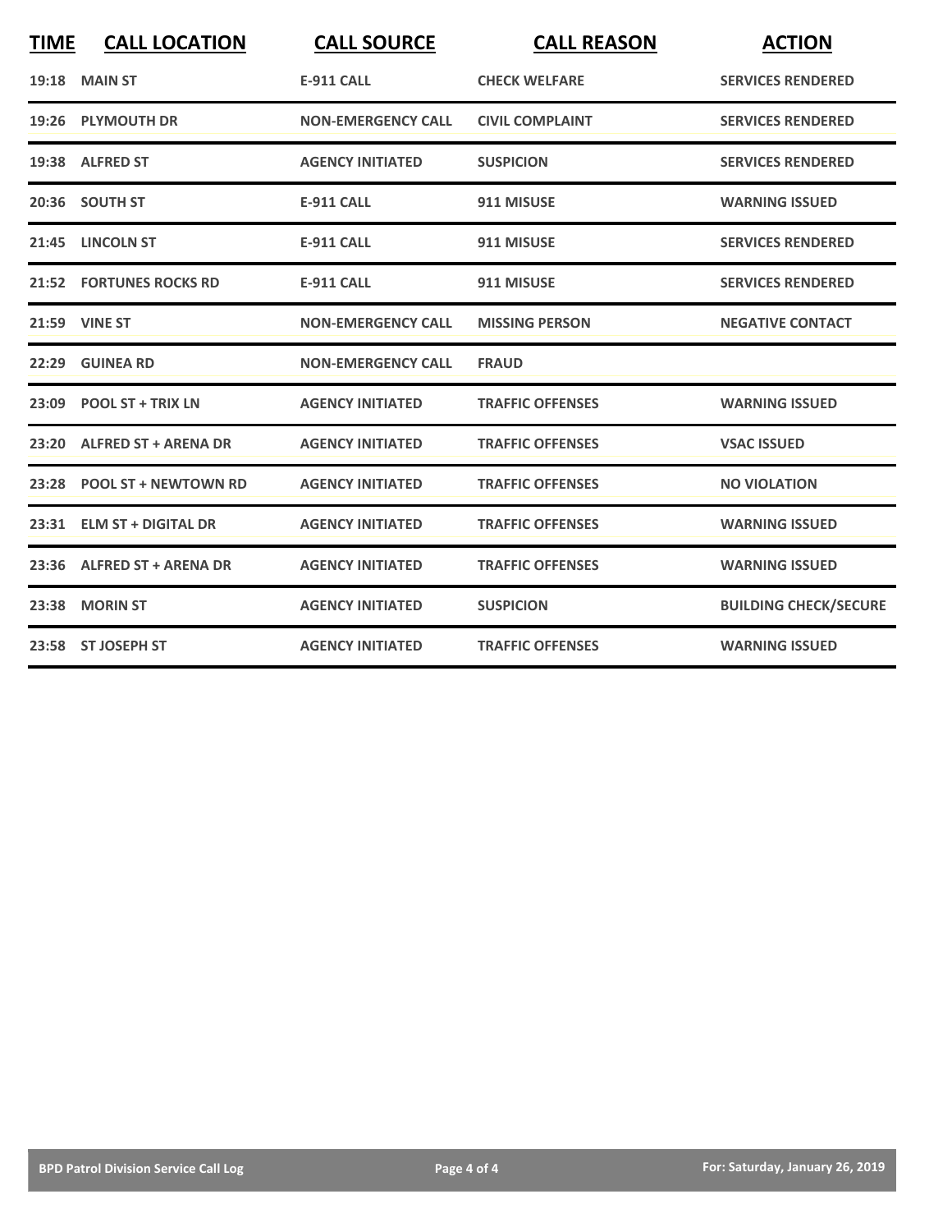| TIME | CALL LOCATION | CALL SOURCE | CALL REASON | ACTION |
|---|---|---|---|---|
| 19:18 | MAIN ST | E-911 CALL | CHECK WELFARE | SERVICES RENDERED |
| 19:26 | PLYMOUTH DR | NON-EMERGENCY CALL | CIVIL COMPLAINT | SERVICES RENDERED |
| 19:38 | ALFRED ST | AGENCY INITIATED | SUSPICION | SERVICES RENDERED |
| 20:36 | SOUTH ST | E-911 CALL | 911 MISUSE | WARNING ISSUED |
| 21:45 | LINCOLN ST | E-911 CALL | 911 MISUSE | SERVICES RENDERED |
| 21:52 | FORTUNES ROCKS RD | E-911 CALL | 911 MISUSE | SERVICES RENDERED |
| 21:59 | VINE ST | NON-EMERGENCY CALL | MISSING PERSON | NEGATIVE CONTACT |
| 22:29 | GUINEA RD | NON-EMERGENCY CALL | FRAUD | |
| 23:09 | POOL ST + TRIX LN | AGENCY INITIATED | TRAFFIC OFFENSES | WARNING ISSUED |
| 23:20 | ALFRED ST + ARENA DR | AGENCY INITIATED | TRAFFIC OFFENSES | VSAC ISSUED |
| 23:28 | POOL ST + NEWTOWN RD | AGENCY INITIATED | TRAFFIC OFFENSES | NO VIOLATION |
| 23:31 | ELM ST + DIGITAL DR | AGENCY INITIATED | TRAFFIC OFFENSES | WARNING ISSUED |
| 23:36 | ALFRED ST + ARENA DR | AGENCY INITIATED | TRAFFIC OFFENSES | WARNING ISSUED |
| 23:38 | MORIN ST | AGENCY INITIATED | SUSPICION | BUILDING CHECK/SECURE |
| 23:58 | ST JOSEPH ST | AGENCY INITIATED | TRAFFIC OFFENSES | WARNING ISSUED |